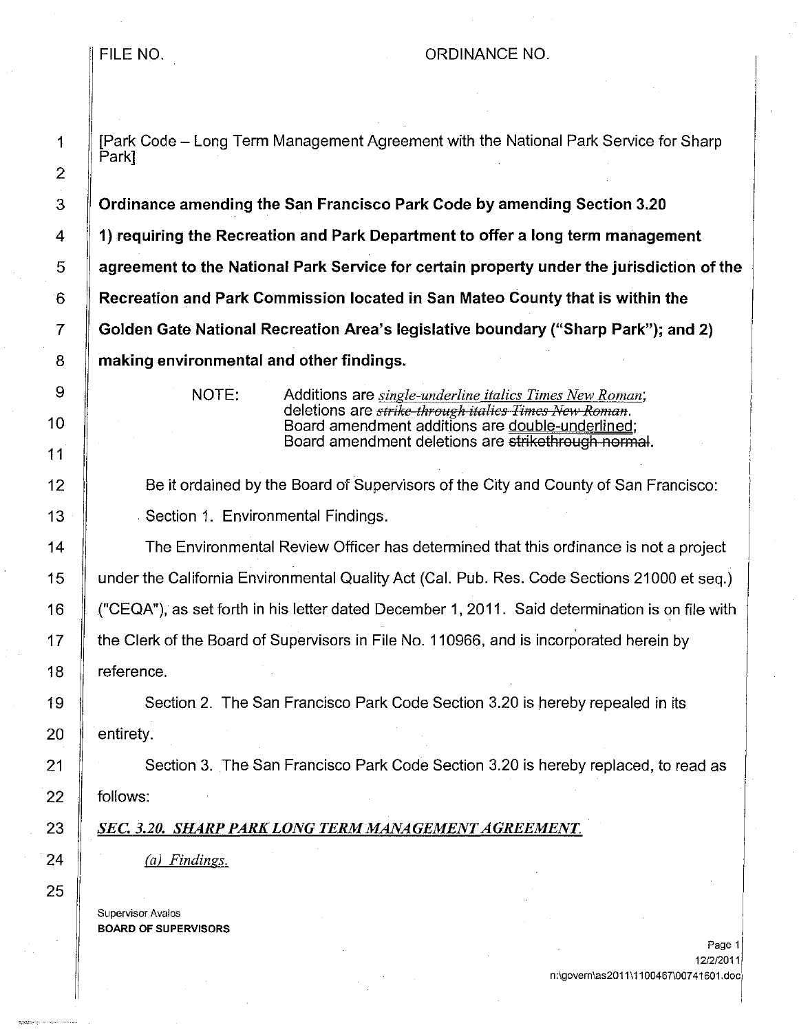FILE NO. ORDINANCE NO.

[Park Code – Long Term Management Agreement with the National Park Service for Sharp Park]

**Ordinance amending the San Francisco Park Code by amending Section 3.20 1) requiring the Recreation and Park Department to offer a long term management agreement to the National Park Service for certain property under the jurisdiction of the Recreation and Park Commission located in San Mateo County that is within the Golden Gate National Recreation Area's legislative boundary ("Sharp Park"); and 2) making environmental and other findings.**

NOTE: Additions are *single-underline italics Times New Roman*; deletions are ~~*strike-through italics Times New Roman*~~. Board amendment additions are double-underlined; Board amendment deletions are ~~strikethrough normal~~.

Be it ordained by the Board of Supervisors of the City and County of San Francisco:

Section 1. Environmental Findings.

The Environmental Review Officer has determined that this ordinance is not a project under the California Environmental Quality Act (Cal. Pub. Res. Code Sections 21000 et seq.) ("CEQA"), as set forth in his letter dated December 1, 2011. Said determination is on file with the Clerk of the Board of Supervisors in File No. 110966, and is incorporated herein by reference.

Section 2. The San Francisco Park Code Section 3.20 is hereby repealed in its entirety.

Section 3. The San Francisco Park Code Section 3.20 is hereby replaced, to read as follows:

*SEC. 3.20. SHARP PARK LONG TERM MANAGEMENT AGREEMENT.*

*(a) Findings.*

Supervisor Avalos
**BOARD OF SUPERVISORS**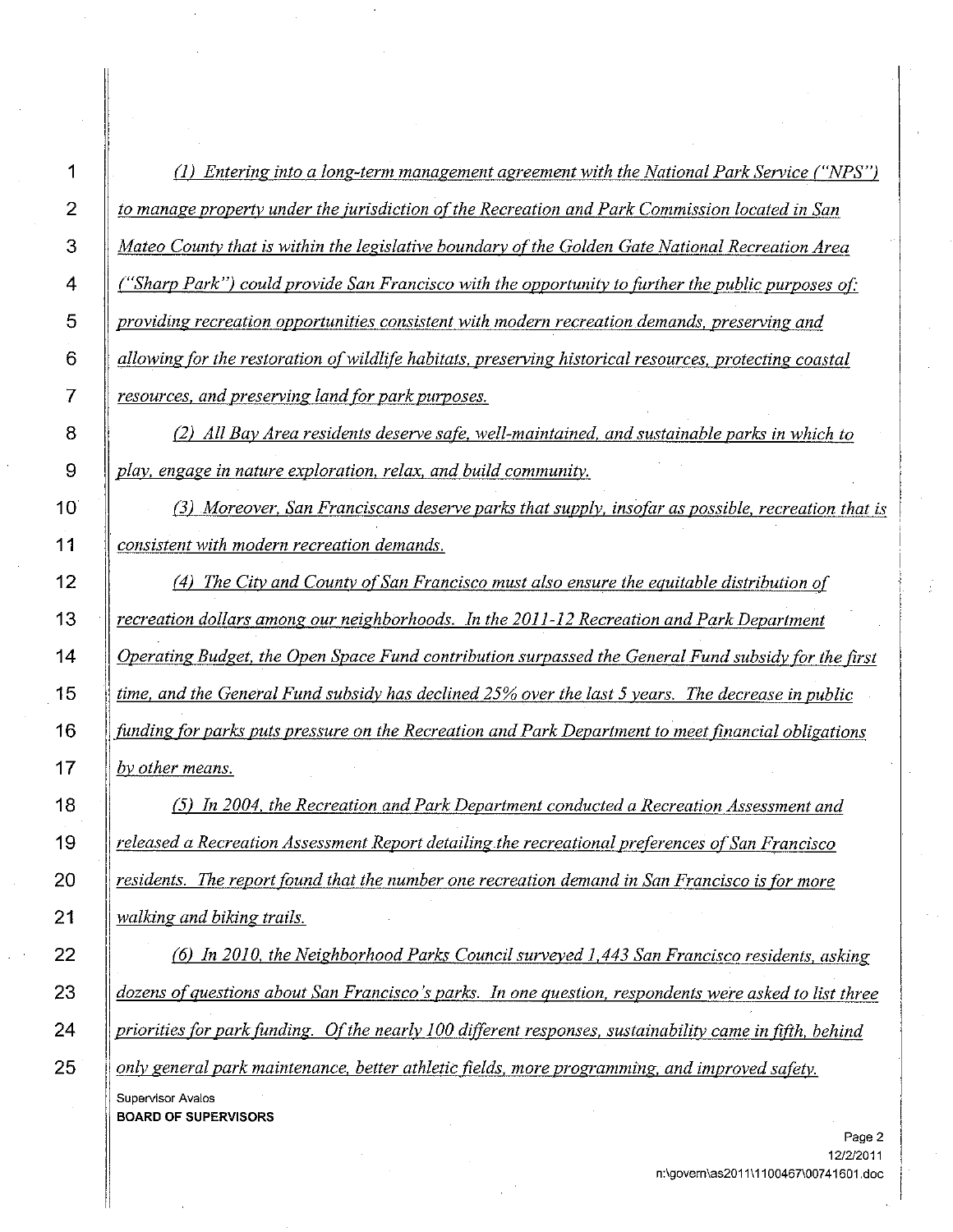*(1) Entering into a long-term management agreement with the National Park Service ("NPS") to manage property under the jurisdiction of the Recreation and Park Commission located in San Mateo County that is within the legislative boundary of the Golden Gate National Recreation Area ("Sharp Park") could provide San Francisco with the opportunity to further the public purposes of: providing recreation opportunities consistent with modern recreation demands, preserving and allowing for the restoration of wildlife habitats, preserving historical resources, protecting coastal resources, and preserving land for park purposes.*

*(2) All Bay Area residents deserve safe, well-maintained, and sustainable parks in which to play, engage in nature exploration, relax, and build community.*

*(3) Moreover, San Franciscans deserve parks that supply, insofar as possible, recreation that is consistent with modern recreation demands.*

*(4) The City and County of San Francisco must also ensure the equitable distribution of recreation dollars among our neighborhoods. In the 2011-12 Recreation and Park Department Operating Budget, the Open Space Fund contribution surpassed the General Fund subsidy for the first time, and the General Fund subsidy has declined 25% over the last 5 years. The decrease in public funding for parks puts pressure on the Recreation and Park Department to meet financial obligations by other means.*

*(5) In 2004, the Recreation and Park Department conducted a Recreation Assessment and released a Recreation Assessment Report detailing the recreational preferences of San Francisco residents. The report found that the number one recreation demand in San Francisco is for more walking and biking trails.*

*(6) In 2010, the Neighborhood Parks Council surveyed 1,443 San Francisco residents, asking dozens of questions about San Francisco's parks. In one question, respondents were asked to list three priorities for park funding. Of the nearly 100 different responses, sustainability came in fifth, behind only general park maintenance, better athletic fields, more programming, and improved safety.*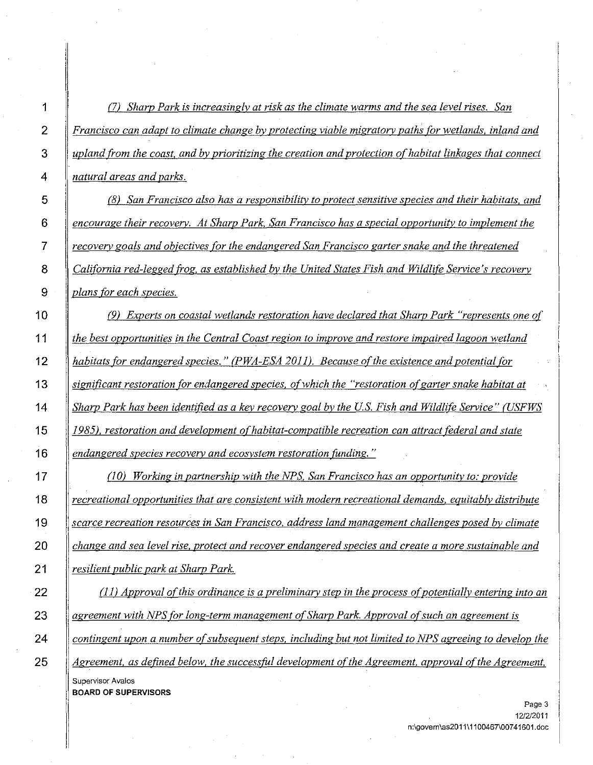*(7) Sharp Park is increasingly at risk as the climate warms and the sea level rises. San Francisco can adapt to climate change by protecting viable migratory paths for wetlands, inland and upland from the coast, and by prioritizing the creation and protection of habitat linkages that connect natural areas and parks.*

*(8) San Francisco also has a responsibility to protect sensitive species and their habitats, and encourage their recovery. At Sharp Park, San Francisco has a special opportunity to implement the recovery goals and objectives for the endangered San Francisco garter snake and the threatened California red-legged frog, as established by the United States Fish and Wildlife Service's recovery plans for each species.*

*(9) Experts on coastal wetlands restoration have declared that Sharp Park "represents one of the best opportunities in the Central Coast region to improve and restore impaired lagoon wetland habitats for endangered species." (PWA-ESA 2011). Because of the existence and potential for significant restoration for endangered species, of which the "restoration of garter snake habitat at Sharp Park has been identified as a key recovery goal by the U.S. Fish and Wildlife Service" (USFWS 1985), restoration and development of habitat-compatible recreation can attract federal and state endangered species recovery and ecosystem restoration funding."*

*(10) Working in partnership with the NPS, San Francisco has an opportunity to: provide recreational opportunities that are consistent with modern recreational demands, equitably distribute scarce recreation resources in San Francisco, address land management challenges posed by climate change and sea level rise, protect and recover endangered species and create a more sustainable and resilient public park at Sharp Park.*

*(11) Approval of this ordinance is a preliminary step in the process of potentially entering into an agreement with NPS for long-term management of Sharp Park. Approval of such an agreement is contingent upon a number of subsequent steps, including but not limited to NPS agreeing to develop the Agreement, as defined below, the successful development of the Agreement, approval of the Agreement,*

Supervisor Avalos
**BOARD OF SUPERVISORS**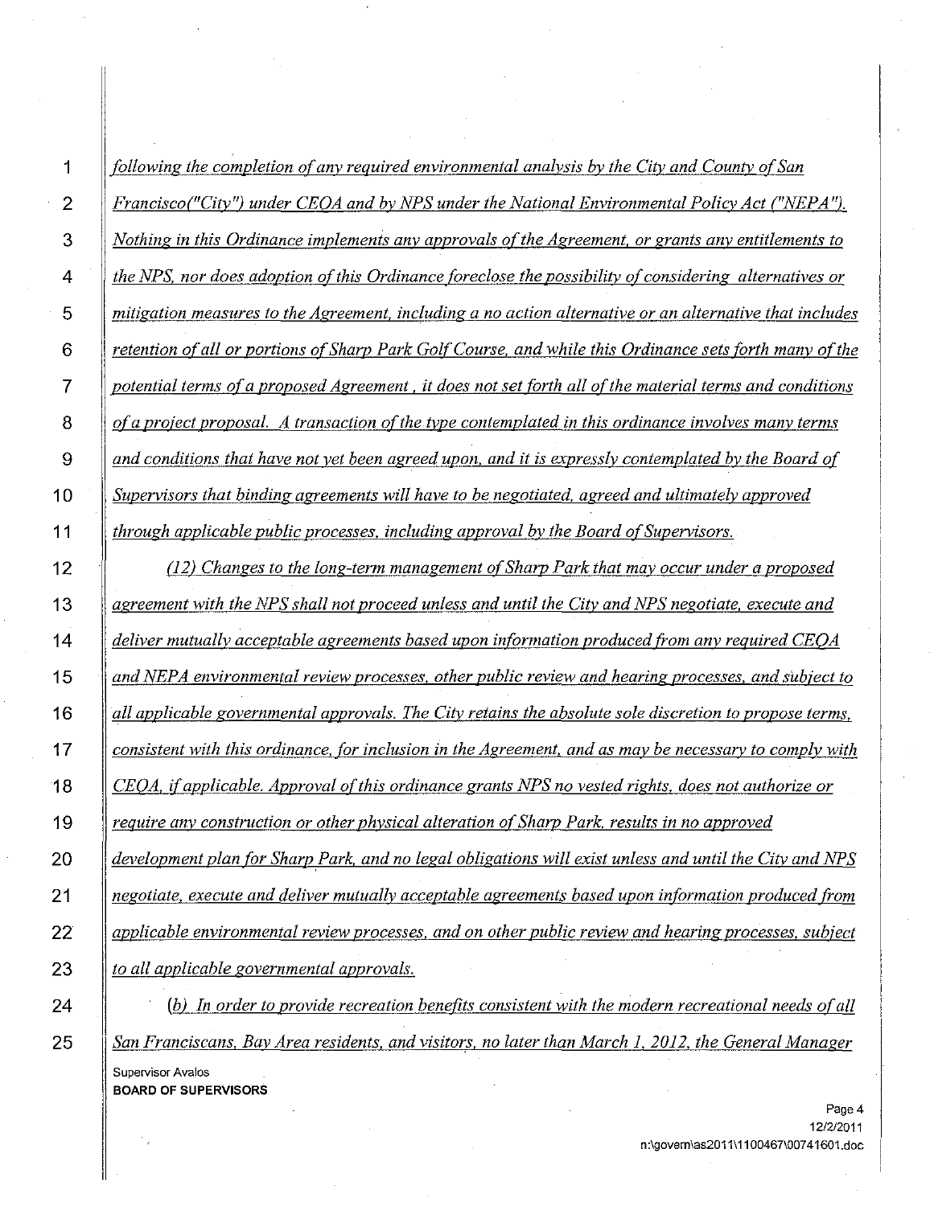*following the completion of any required environmental analysis by the City and County of San Francisco("City") under CEQA and by NPS under the National Environmental Policy Act ("NEPA"). Nothing in this Ordinance implements any approvals of the Agreement, or grants any entitlements to the NPS, nor does adoption of this Ordinance foreclose the possibility of considering alternatives or mitigation measures to the Agreement, including a no action alternative or an alternative that includes retention of all or portions of Sharp Park Golf Course, and while this Ordinance sets forth many of the potential terms of a proposed Agreement , it does not set forth all of the material terms and conditions of a project proposal. A transaction of the type contemplated in this ordinance involves many terms and conditions that have not yet been agreed upon, and it is expressly contemplated by the Board of Supervisors that binding agreements will have to be negotiated, agreed and ultimately approved through applicable public processes, including approval by the Board of Supervisors.*

*(12) Changes to the long-term management of Sharp Park that may occur under a proposed agreement with the NPS shall not proceed unless and until the City and NPS negotiate, execute and deliver mutually acceptable agreements based upon information produced from any required CEQA and NEPA environmental review processes, other public review and hearing processes, and subject to all applicable governmental approvals. The City retains the absolute sole discretion to propose terms, consistent with this ordinance, for inclusion in the Agreement, and as may be necessary to comply with CEQA, if applicable. Approval of this ordinance grants NPS no vested rights, does not authorize or require any construction or other physical alteration of Sharp Park, results in no approved development plan for Sharp Park, and no legal obligations will exist unless and until the City and NPS negotiate, execute and deliver mutually acceptable agreements based upon information produced from applicable environmental review processes, and on other public review and hearing processes, subject to all applicable governmental approvals.*

*(b) In order to provide recreation benefits consistent with the modern recreational needs of all San Franciscans, Bay Area residents, and visitors, no later than March 1, 2012, the General Manager*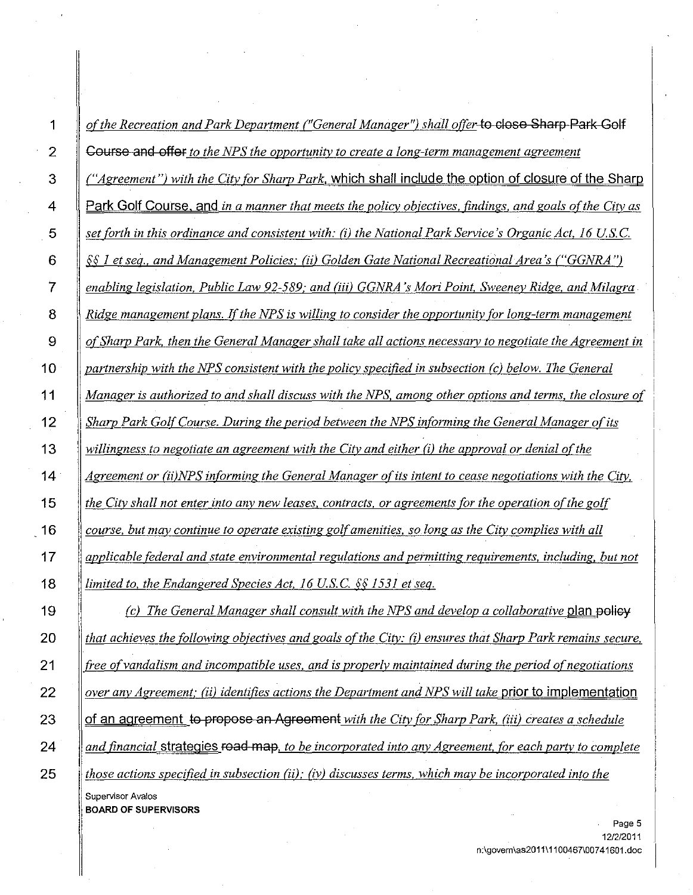*of the Recreation and Park Department ("General Manager") shall offer* ~~to close Sharp Park Golf Course and offer~~ *to the NPS the opportunity to create a long-term management agreement ("Agreement") with the City for Sharp Park,* which shall include the option of closure of the Sharp Park Golf Course, and *in a manner that meets the policy objectives, findings, and goals of the City as set forth in this ordinance and consistent with: (i) the National Park Service's Organic Act, 16 U.S.C. §§ 1 et seq., and Management Policies; (ii) Golden Gate National Recreational Area's ("GGNRA") enabling legislation, Public Law 92-589; and (iii) GGNRA's Mori Point, Sweeney Ridge, and Milagra Ridge management plans. If the NPS is willing to consider the opportunity for long-term management of Sharp Park, then the General Manager shall take all actions necessary to negotiate the Agreement in partnership with the NPS consistent with the policy specified in subsection (c) below. The General Manager is authorized to and shall discuss with the NPS, among other options and terms, the closure of Sharp Park Golf Course. During the period between the NPS informing the General Manager of its willingness to negotiate an agreement with the City and either (i) the approval or denial of the Agreement or (ii)NPS informing the General Manager of its intent to cease negotiations with the City, the City shall not enter into any new leases, contracts, or agreements for the operation of the golf course, but may continue to operate existing golf amenities, so long as the City complies with all applicable federal and state environmental regulations and permitting requirements, including, but not limited to, the Endangered Species Act, 16 U.S.C. §§ 1531 et seq.*

*(c) The General Manager shall consult with the NPS and develop a collaborative* plan ~~policy~~ *that achieves the following objectives and goals of the City: (i) ensures that Sharp Park remains secure, free of vandalism and incompatible uses, and is properly maintained during the period of negotiations over any Agreement; (ii) identifies actions the Department and NPS will take* prior to implementation of an agreement ~~to propose an Agreement~~ *with the City for Sharp Park, (iii) creates a schedule and financial* strategies ~~road map~~, *to be incorporated into any Agreement, for each party to complete those actions specified in subsection (ii); (iv) discusses terms, which may be incorporated into the*

Supervisor Avalos
**BOARD OF SUPERVISORS**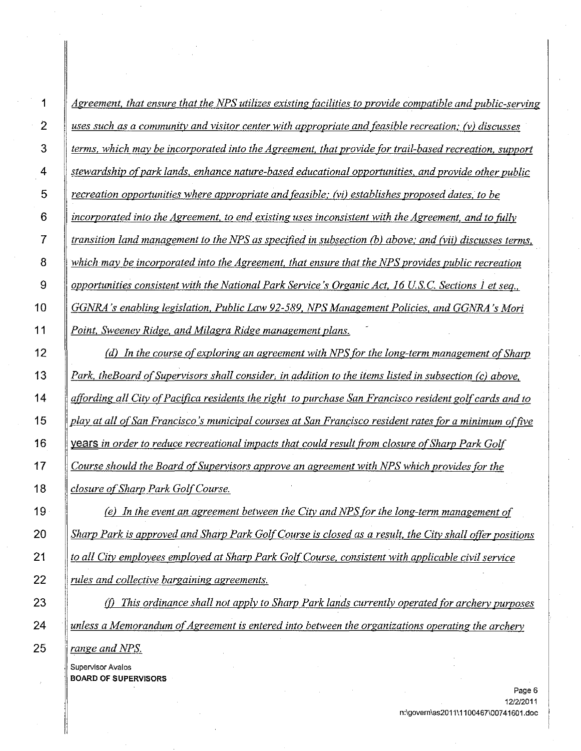*Agreement, that ensure that the NPS utilizes existing facilities to provide compatible and public-serving uses such as a community and visitor center with appropriate and feasible recreation; (v) discusses terms, which may be incorporated into the Agreement, that provide for trail-based recreation, support stewardship of park lands, enhance nature-based educational opportunities, and provide other public recreation opportunities where appropriate and feasible; (vi) establishes proposed dates, to be incorporated into the Agreement, to end existing uses inconsistent with the Agreement, and to fully transition land management to the NPS as specified in subsection (b) above; and (vii) discusses terms, which may be incorporated into the Agreement, that ensure that the NPS provides public recreation opportunities consistent with the National Park Service's Organic Act, 16 U.S.C. Sections 1 et seq., GGNRA's enabling legislation, Public Law 92-589, NPS Management Policies, and GGNRA's Mori Point, Sweeney Ridge, and Milagra Ridge management plans.*

*(d) In the course of exploring an agreement with NPS for the long-term management of Sharp Park, theBoard of Supervisors shall consider, in addition to the items listed in subsection (c) above, affording all City of Pacifica residents the right to purchase San Francisco resident golf cards and to play at all of San Francisco's municipal courses at San Francisco resident rates for a minimum of five* years *in order to reduce recreational impacts that could result from closure of Sharp Park Golf Course should the Board of Supervisors approve an agreement with NPS which provides for the closure of Sharp Park Golf Course.*

*(e) In the event an agreement between the City and NPS for the long-term management of Sharp Park is approved and Sharp Park Golf Course is closed as a result, the City shall offer positions to all City employees employed at Sharp Park Golf Course, consistent with applicable civil service rules and collective bargaining agreements.*

*(f) This ordinance shall not apply to Sharp Park lands currently operated for archery purposes unless a Memorandum of Agreement is entered into between the organizations operating the archery range and NPS.*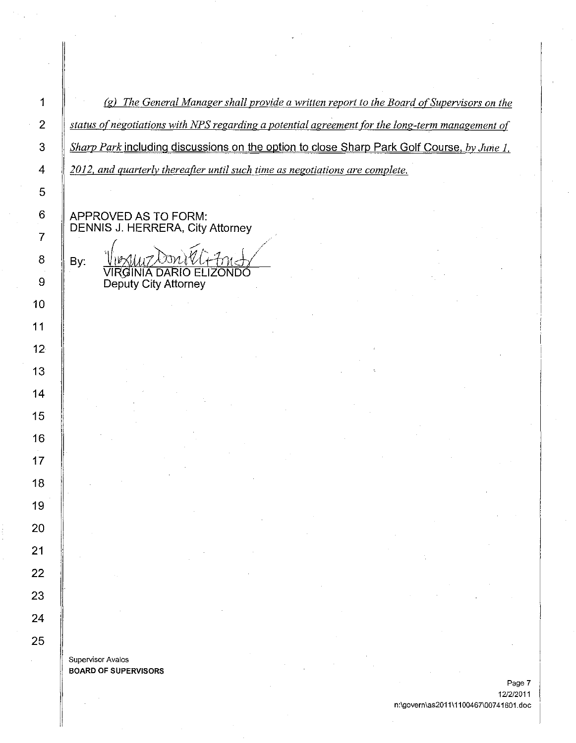*(g) The General Manager shall provide a written report to the Board of Supervisors on the status of negotiations with NPS regarding a potential agreement for the long-term management of Sharp Park* including discussions on the option to close Sharp Park Golf Course, *by June 1, 2012, and quarterly thereafter until such time as negotiations are complete.*

APPROVED AS TO FORM:
DENNIS J. HERRERA, City Attorney

By: VIRGINIA DARIO ELIZONDO
Deputy City Attorney

Supervisor Avalos
**BOARD OF SUPERVISORS**

12/2/2011
n:\govern\as2011\1100467\00741601.doc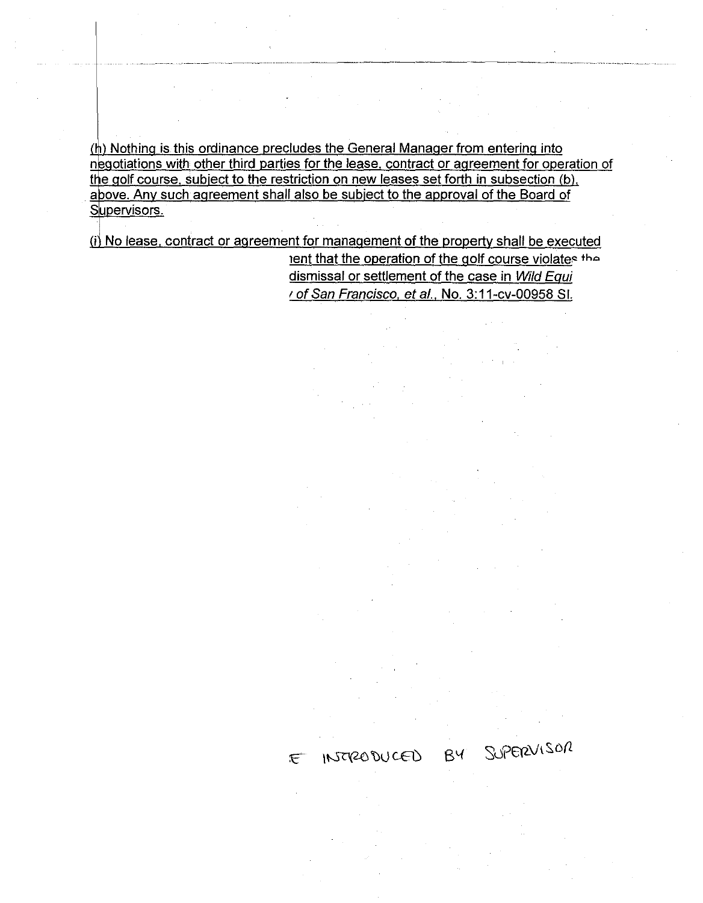(h) Nothing is this ordinance precludes the General Manager from entering into negotiations with other third parties for the lease, contract or agreement for operation of the golf course, subject to the restriction on new leases set forth in subsection (b), above. Any such agreement shall also be subject to the approval of the Board of Supervisors.

(i) No lease, contract or agreement for management of the property shall be executed

ent that the operation of the golf course violates the
dismissal or settlement of the case in *Wild Equi*
*of San Francisco, et al.*, No. 3:11-cv-00958 SI.

E INTRODUCED BY SUPERVISOR